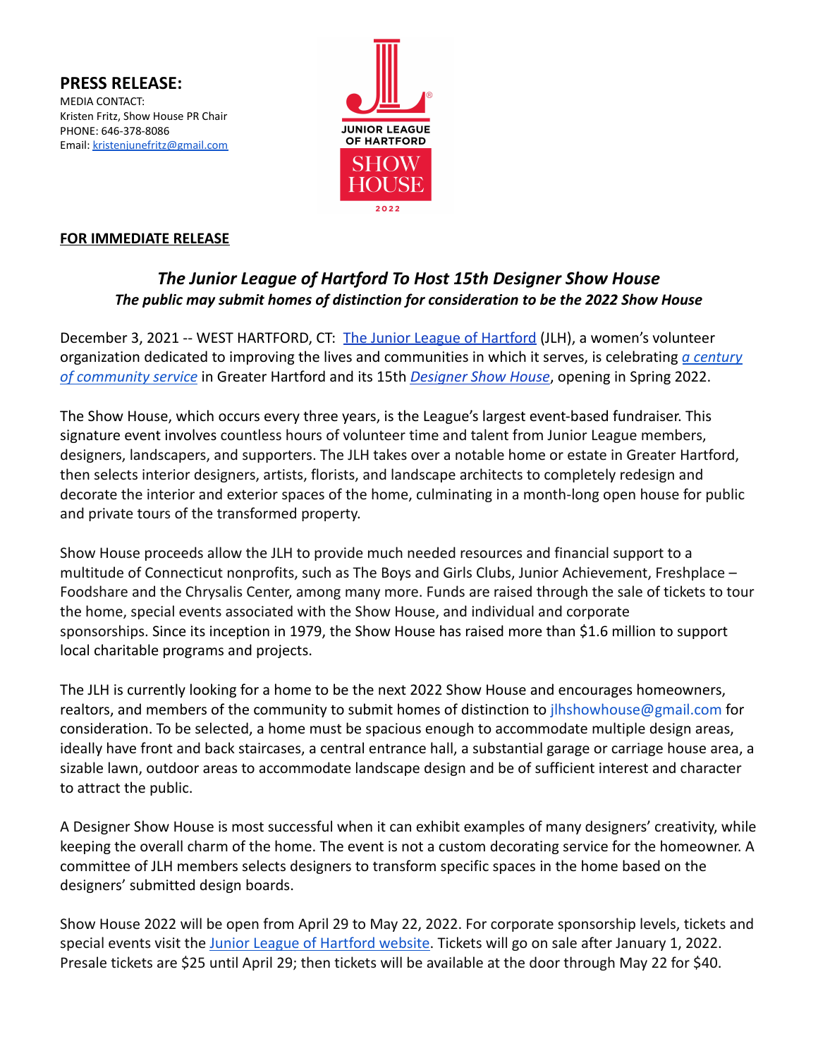**PRESS RELEASE:**

MEDIA CONTACT:
Kristen Fritz, Show House PR Chair
PHONE: 646-378-8086
Email: kristenjunefritz@gmail.com

JUNIOR LEAGUE OF HARTFORD
SHOW HOUSE
2022

**FOR IMMEDIATE RELEASE**

## *The Junior League of Hartford To Host 15th Designer Show House*

### *The public may submit homes of distinction for consideration to be the 2022 Show House*

December 3, 2021 -- WEST HARTFORD, CT: The Junior League of Hartford (JLH), a women's volunteer organization dedicated to improving the lives and communities in which it serves, is celebrating *a century of community service* in Greater Hartford and its 15th *Designer Show House*, opening in Spring 2022.

The Show House, which occurs every three years, is the League's largest event-based fundraiser. This signature event involves countless hours of volunteer time and talent from Junior League members, designers, landscapers, and supporters. The JLH takes over a notable home or estate in Greater Hartford, then selects interior designers, artists, florists, and landscape architects to completely redesign and decorate the interior and exterior spaces of the home, culminating in a month-long open house for public and private tours of the transformed property.

Show House proceeds allow the JLH to provide much needed resources and financial support to a multitude of Connecticut nonprofits, such as The Boys and Girls Clubs, Junior Achievement, Freshplace – Foodshare and the Chrysalis Center, among many more. Funds are raised through the sale of tickets to tour the home, special events associated with the Show House, and individual and corporate sponsorships. Since its inception in 1979, the Show House has raised more than $1.6 million to support local charitable programs and projects.

The JLH is currently looking for a home to be the next 2022 Show House and encourages homeowners, realtors, and members of the community to submit homes of distinction to jlhshowhouse@gmail.com for consideration. To be selected, a home must be spacious enough to accommodate multiple design areas, ideally have front and back staircases, a central entrance hall, a substantial garage or carriage house area, a sizable lawn, outdoor areas to accommodate landscape design and be of sufficient interest and character to attract the public.

A Designer Show House is most successful when it can exhibit examples of many designers' creativity, while keeping the overall charm of the home. The event is not a custom decorating service for the homeowner. A committee of JLH members selects designers to transform specific spaces in the home based on the designers' submitted design boards.

Show House 2022 will be open from April 29 to May 22, 2022. For corporate sponsorship levels, tickets and special events visit the Junior League of Hartford website. Tickets will go on sale after January 1, 2022. Presale tickets are $25 until April 29; then tickets will be available at the door through May 22 for $40.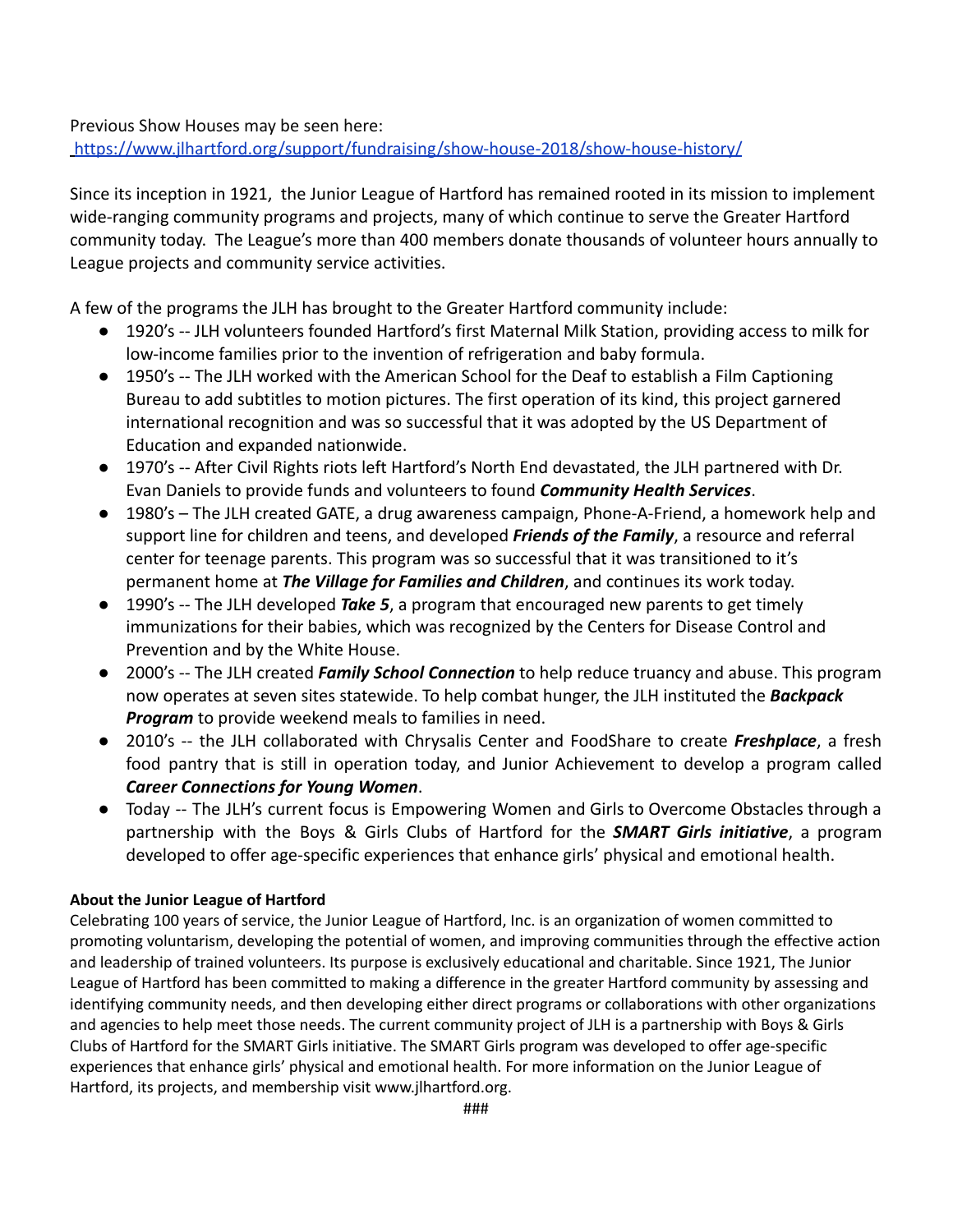Previous Show Houses may be seen here:
https://www.jlhartford.org/support/fundraising/show-house-2018/show-house-history/

Since its inception in 1921, the Junior League of Hartford has remained rooted in its mission to implement wide-ranging community programs and projects, many of which continue to serve the Greater Hartford community today. The League's more than 400 members donate thousands of volunteer hours annually to League projects and community service activities.

A few of the programs the JLH has brought to the Greater Hartford community include:

- 1920's -- JLH volunteers founded Hartford's first Maternal Milk Station, providing access to milk for low-income families prior to the invention of refrigeration and baby formula.
- 1950's -- The JLH worked with the American School for the Deaf to establish a Film Captioning Bureau to add subtitles to motion pictures. The first operation of its kind, this project garnered international recognition and was so successful that it was adopted by the US Department of Education and expanded nationwide.
- 1970's -- After Civil Rights riots left Hartford's North End devastated, the JLH partnered with Dr. Evan Daniels to provide funds and volunteers to found ***Community Health Services***.
- 1980's – The JLH created GATE, a drug awareness campaign, Phone-A-Friend, a homework help and support line for children and teens, and developed ***Friends of the Family***, a resource and referral center for teenage parents. This program was so successful that it was transitioned to it's permanent home at ***The Village for Families and Children***, and continues its work today.
- 1990's -- The JLH developed ***Take 5***, a program that encouraged new parents to get timely immunizations for their babies, which was recognized by the Centers for Disease Control and Prevention and by the White House.
- 2000's -- The JLH created ***Family School Connection*** to help reduce truancy and abuse. This program now operates at seven sites statewide. To help combat hunger, the JLH instituted the ***Backpack Program*** to provide weekend meals to families in need.
- 2010's -- the JLH collaborated with Chrysalis Center and FoodShare to create ***Freshplace***, a fresh food pantry that is still in operation today, and Junior Achievement to develop a program called ***Career Connections for Young Women***.
- Today -- The JLH's current focus is Empowering Women and Girls to Overcome Obstacles through a partnership with the Boys & Girls Clubs of Hartford for the ***SMART Girls initiative***, a program developed to offer age-specific experiences that enhance girls' physical and emotional health.

**About the Junior League of Hartford**

Celebrating 100 years of service, the Junior League of Hartford, Inc. is an organization of women committed to promoting voluntarism, developing the potential of women, and improving communities through the effective action and leadership of trained volunteers. Its purpose is exclusively educational and charitable. Since 1921, The Junior League of Hartford has been committed to making a difference in the greater Hartford community by assessing and identifying community needs, and then developing either direct programs or collaborations with other organizations and agencies to help meet those needs. The current community project of JLH is a partnership with Boys & Girls Clubs of Hartford for the SMART Girls initiative. The SMART Girls program was developed to offer age-specific experiences that enhance girls' physical and emotional health. For more information on the Junior League of Hartford, its projects, and membership visit www.jlhartford.org.

###